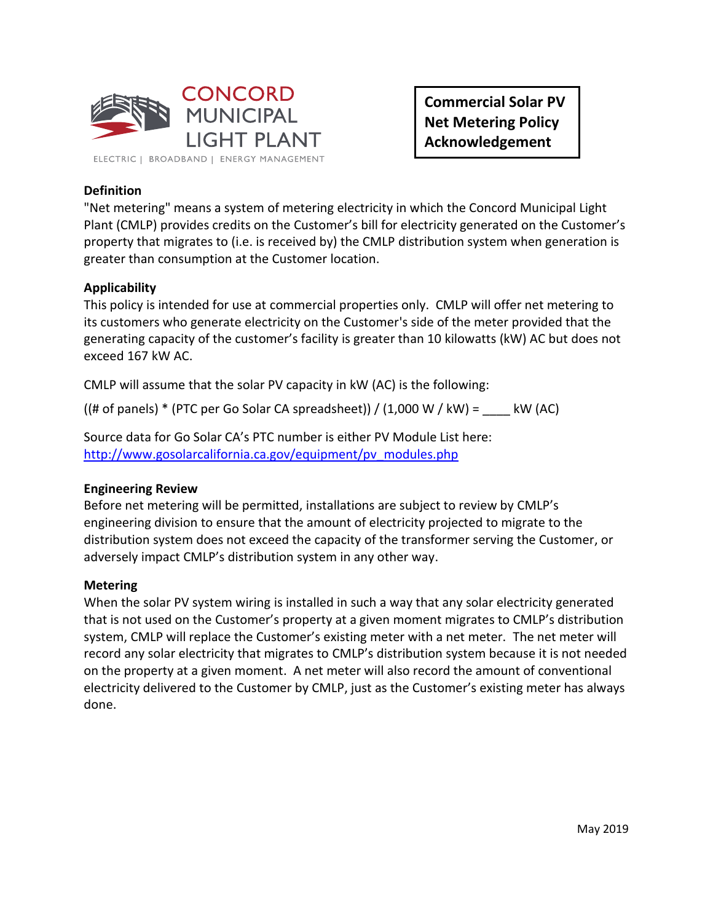CONCORD MUNICIPAL LIGHT PLANT

ELECTRIC | BROADBAND | ENERGY MANAGEMENT

# Commercial Solar PV Net Metering Policy Acknowledgement

**Definition**

"Net metering" means a system of metering electricity in which the Concord Municipal Light Plant (CMLP) provides credits on the Customer's bill for electricity generated on the Customer's property that migrates to (i.e. is received by) the CMLP distribution system when generation is greater than consumption at the Customer location.

**Applicability**

This policy is intended for use at commercial properties only. CMLP will offer net metering to its customers who generate electricity on the Customer's side of the meter provided that the generating capacity of the customer's facility is greater than 10 kilowatts (kW) AC but does not exceed 167 kW AC.

CMLP will assume that the solar PV capacity in kW (AC) is the following:

((# of panels) * (PTC per Go Solar CA spreadsheet)) / (1,000 W / kW) = ____ kW (AC)

Source data for Go Solar CA's PTC number is either PV Module List here: http://www.gosolarcalifornia.ca.gov/equipment/pv_modules.php

**Engineering Review**

Before net metering will be permitted, installations are subject to review by CMLP's engineering division to ensure that the amount of electricity projected to migrate to the distribution system does not exceed the capacity of the transformer serving the Customer, or adversely impact CMLP's distribution system in any other way.

**Metering**

When the solar PV system wiring is installed in such a way that any solar electricity generated that is not used on the Customer's property at a given moment migrates to CMLP's distribution system, CMLP will replace the Customer's existing meter with a net meter. The net meter will record any solar electricity that migrates to CMLP's distribution system because it is not needed on the property at a given moment. A net meter will also record the amount of conventional electricity delivered to the Customer by CMLP, just as the Customer's existing meter has always done.

May 2019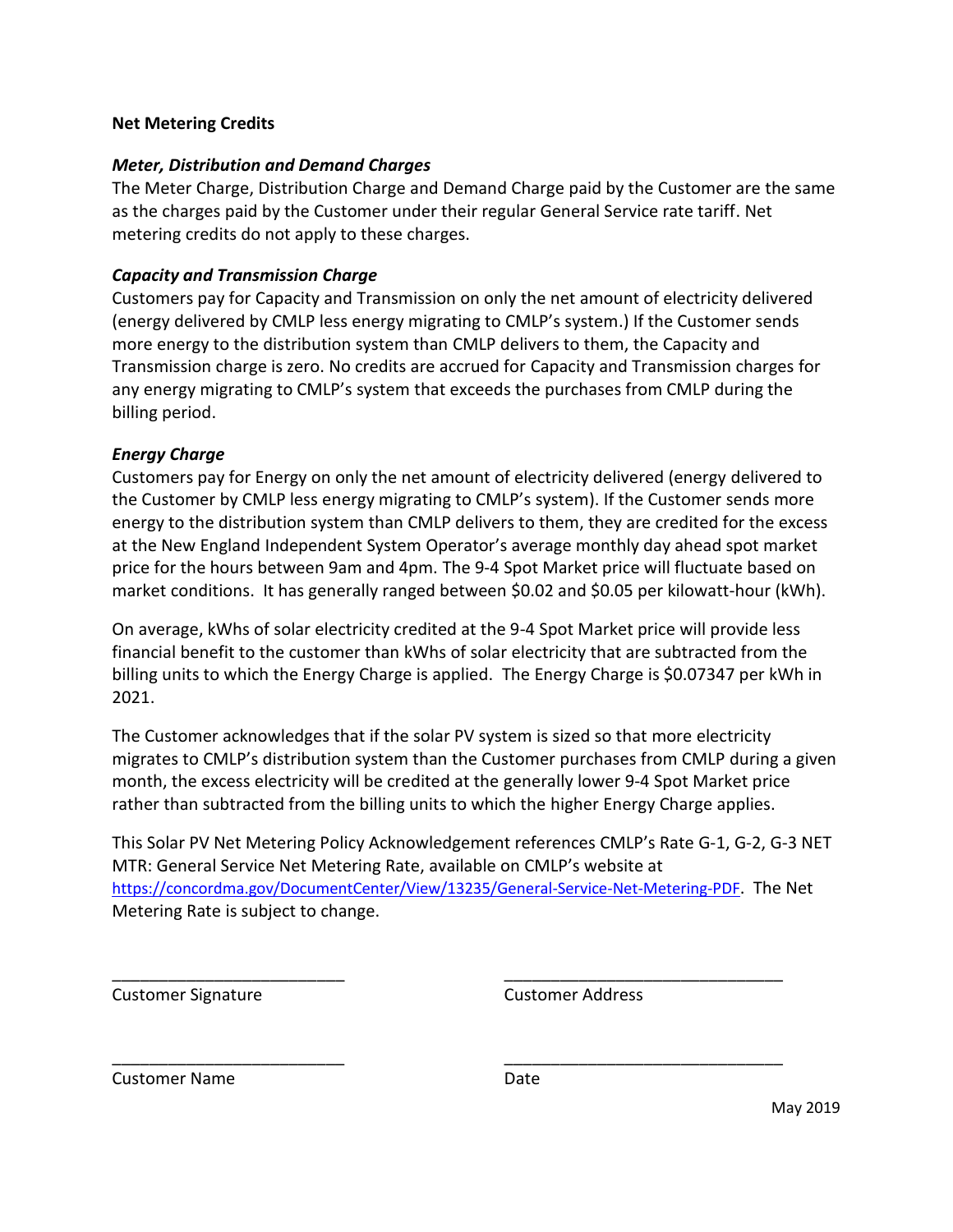**Net Metering Credits**

***Meter, Distribution and Demand Charges***

The Meter Charge, Distribution Charge and Demand Charge paid by the Customer are the same as the charges paid by the Customer under their regular General Service rate tariff. Net metering credits do not apply to these charges.

***Capacity and Transmission Charge***

Customers pay for Capacity and Transmission on only the net amount of electricity delivered (energy delivered by CMLP less energy migrating to CMLP's system.) If the Customer sends more energy to the distribution system than CMLP delivers to them, the Capacity and Transmission charge is zero. No credits are accrued for Capacity and Transmission charges for any energy migrating to CMLP's system that exceeds the purchases from CMLP during the billing period.

***Energy Charge***

Customers pay for Energy on only the net amount of electricity delivered (energy delivered to the Customer by CMLP less energy migrating to CMLP's system). If the Customer sends more energy to the distribution system than CMLP delivers to them, they are credited for the excess at the New England Independent System Operator's average monthly day ahead spot market price for the hours between 9am and 4pm. The 9-4 Spot Market price will fluctuate based on market conditions. It has generally ranged between $0.02 and $0.05 per kilowatt-hour (kWh).

On average, kWhs of solar electricity credited at the 9-4 Spot Market price will provide less financial benefit to the customer than kWhs of solar electricity that are subtracted from the billing units to which the Energy Charge is applied. The Energy Charge is $0.07347 per kWh in 2021.

The Customer acknowledges that if the solar PV system is sized so that more electricity migrates to CMLP's distribution system than the Customer purchases from CMLP during a given month, the excess electricity will be credited at the generally lower 9-4 Spot Market price rather than subtracted from the billing units to which the higher Energy Charge applies.

This Solar PV Net Metering Policy Acknowledgement references CMLP's Rate G-1, G-2, G-3 NET MTR: General Service Net Metering Rate, available on CMLP's website at https://concordma.gov/DocumentCenter/View/13235/General-Service-Net-Metering-PDF. The Net Metering Rate is subject to change.

_________________________ Customer Signature

_______________________________ Customer Address

_________________________ Customer Name

_______________________________ Date

May 2019